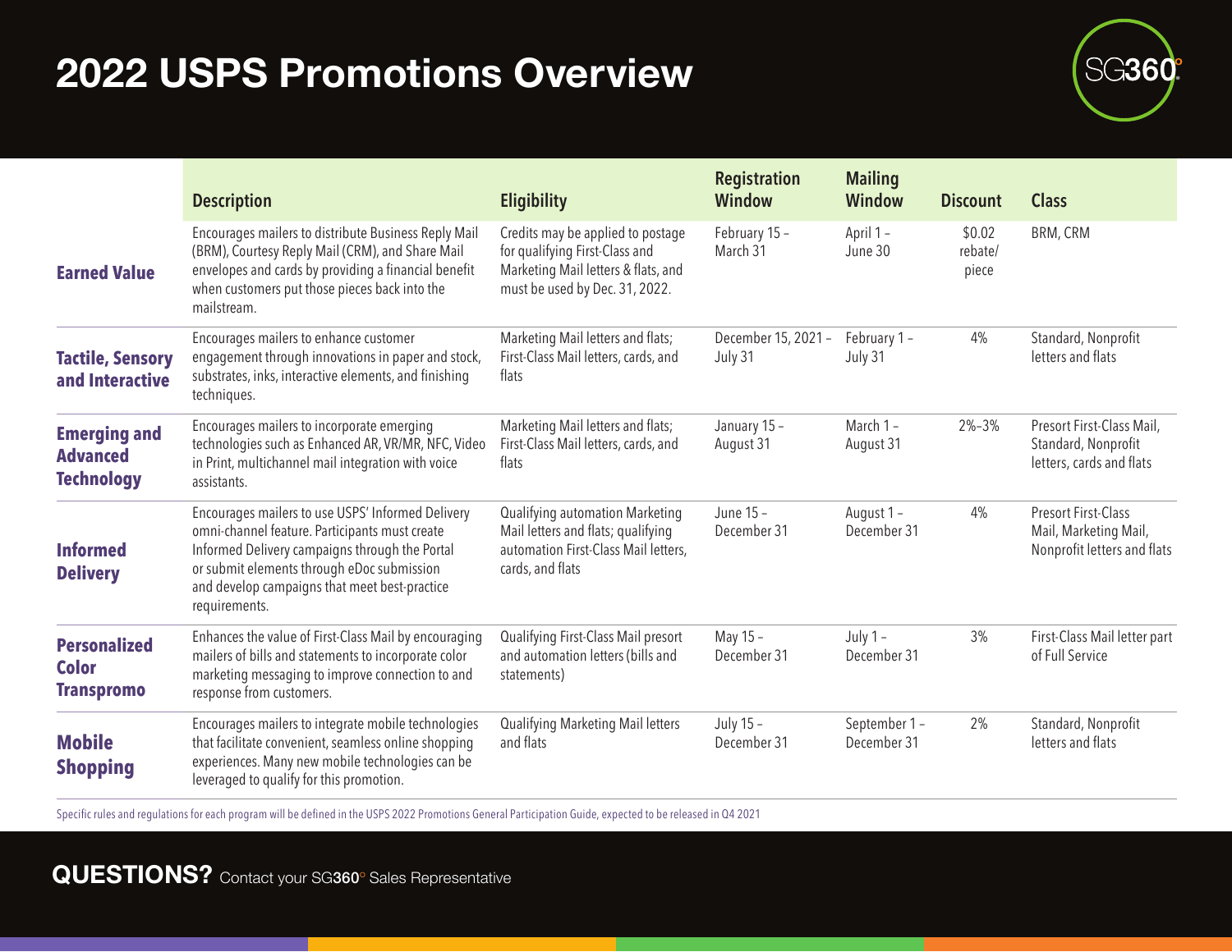# 2022 USPS Promotions Overview

| | Description | Eligibility | Registration Window | Mailing Window | Discount | Class |
|---|---|---|---|---|---|---|
| **Earned Value** | Encourages mailers to distribute Business Reply Mail (BRM), Courtesy Reply Mail (CRM), and Share Mail envelopes and cards by providing a financial benefit when customers put those pieces back into the mailstream. | Credits may be applied to postage for qualifying First-Class and Marketing Mail letters & flats, and must be used by Dec. 31, 2022. | February 15 – March 31 | April 1 – June 30 | $0.02 rebate/ piece | BRM, CRM |
| **Tactile, Sensory and Interactive** | Encourages mailers to enhance customer engagement through innovations in paper and stock, substrates, inks, interactive elements, and finishing techniques. | Marketing Mail letters and flats; First-Class Mail letters, cards, and flats | December 15, 2021 – July 31 | February 1 – July 31 | 4% | Standard, Nonprofit letters and flats |
| **Emerging and Advanced Technology** | Encourages mailers to incorporate emerging technologies such as Enhanced AR, VR/MR, NFC, Video in Print, multichannel mail integration with voice assistants. | Marketing Mail letters and flats; First-Class Mail letters, cards, and flats | January 15 – August 31 | March 1 – August 31 | 2%–3% | Presort First-Class Mail, Standard, Nonprofit letters, cards and flats |
| **Informed Delivery** | Encourages mailers to use USPS' Informed Delivery omni-channel feature. Participants must create Informed Delivery campaigns through the Portal or submit elements through eDoc submission and develop campaigns that meet best-practice requirements. | Qualifying automation Marketing Mail letters and flats; qualifying automation First-Class Mail letters, cards, and flats | June 15 – December 31 | August 1 – December 31 | 4% | Presort First-Class Mail, Marketing Mail, Nonprofit letters and flats |
| **Personalized Color Transpromo** | Enhances the value of First-Class Mail by encouraging mailers of bills and statements to incorporate color marketing messaging to improve connection to and response from customers. | Qualifying First-Class Mail presort and automation letters (bills and statements) | May 15 – December 31 | July 1 – December 31 | 3% | First-Class Mail letter part of Full Service |
| **Mobile Shopping** | Encourages mailers to integrate mobile technologies that facilitate convenient, seamless online shopping experiences. Many new mobile technologies can be leveraged to qualify for this promotion. | Qualifying Marketing Mail letters and flats | July 15 – December 31 | September 1 – December 31 | 2% | Standard, Nonprofit letters and flats |

Specific rules and regulations for each program will be defined in the USPS 2022 Promotions General Participation Guide, expected to be released in Q4 2021

**QUESTIONS?** Contact your SG360° Sales Representative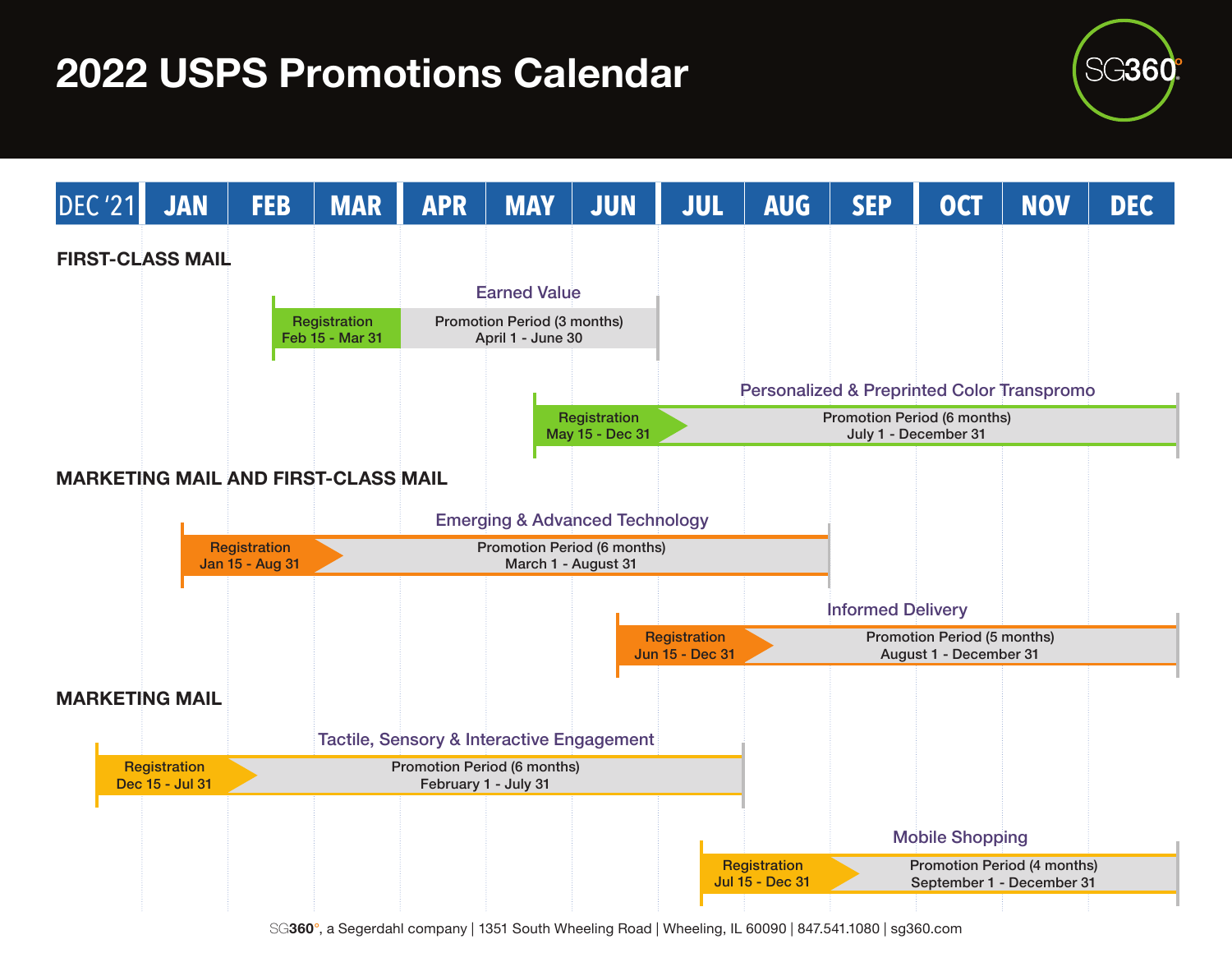# 2022 USPS Promotions Calendar

SG360°

DEC '21 JAN FEB MAR APR MAY JUN JUL AUG SEP OCT NOV DEC

## FIRST-CLASS MAIL

### Earned Value

Registration
Feb 15 - Mar 31

Promotion Period (3 months)
April 1 - June 30

### Personalized & Preprinted Color Transpromo

Registration
May 15 - Dec 31

Promotion Period (6 months)
July 1 - December 31

## MARKETING MAIL AND FIRST-CLASS MAIL

### Emerging & Advanced Technology

Registration
Jan 15 - Aug 31

Promotion Period (6 months)
March 1 - August 31

### Informed Delivery

Registration
Jun 15 - Dec 31

Promotion Period (5 months)
August 1 - December 31

## MARKETING MAIL

### Tactile, Sensory & Interactive Engagement

Registration
Dec 15 - Jul 31

Promotion Period (6 months)
February 1 - July 31

### Mobile Shopping

Registration
Jul 15 - Dec 31

Promotion Period (4 months)
September 1 - December 31

SG360°, a Segerdahl company | 1351 South Wheeling Road | Wheeling, IL 60090 | 847.541.1080 | sg360.com